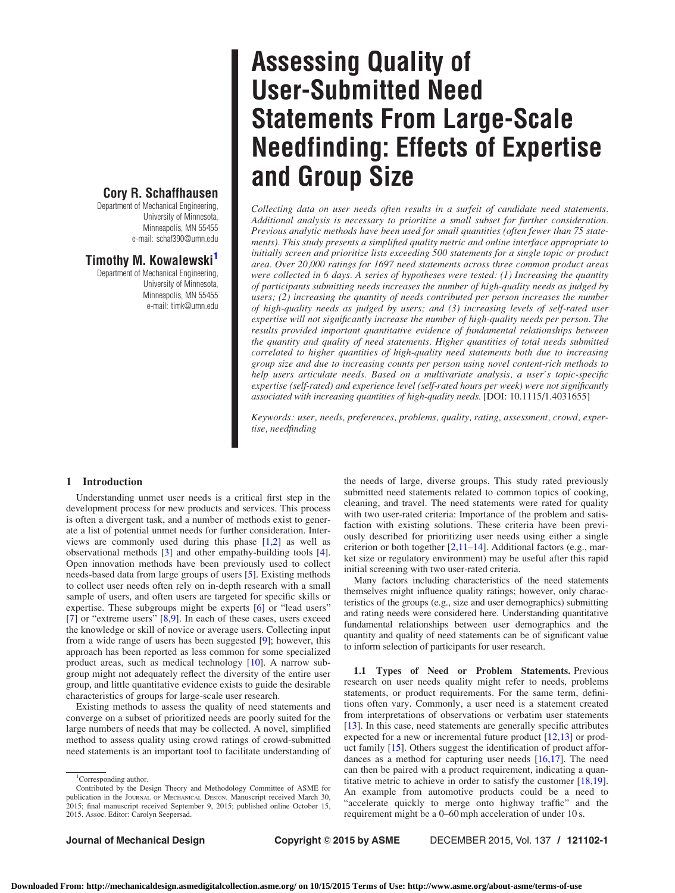# Assessing Quality of User-Submitted Need Statements From Large-Scale Needfinding: Effects of Expertise and Group Size

**Cory R. Schaffhausen**
Department of Mechanical Engineering,
University of Minnesota,
Minneapolis, MN 55455
e-mail: schaf390@umn.edu

**Timothy M. Kowalewski[1]**
Department of Mechanical Engineering,
University of Minnesota,
Minneapolis, MN 55455
e-mail: timk@umn.edu

*Collecting data on user needs often results in a surfeit of candidate need statements. Additional analysis is necessary to prioritize a small subset for further consideration. Previous analytic methods have been used for small quantities (often fewer than 75 statements). This study presents a simplified quality metric and online interface appropriate to initially screen and prioritize lists exceeding 500 statements for a single topic or product area. Over 20,000 ratings for 1697 need statements across three common product areas were collected in 6 days. A series of hypotheses were tested: (1) Increasing the quantity of participants submitting needs increases the number of high-quality needs as judged by users; (2) increasing the quantity of needs contributed per person increases the number of high-quality needs as judged by users; and (3) increasing levels of self-rated user expertise will not significantly increase the number of high-quality needs per person. The results provided important quantitative evidence of fundamental relationships between the quantity and quality of need statements. Higher quantities of total needs submitted correlated to higher quantities of high-quality need statements both due to increasing group size and due to increasing counts per person using novel content-rich methods to help users articulate needs. Based on a multivariate analysis, a user's topic-specific expertise (self-rated) and experience level (self-rated hours per week) were not significantly associated with increasing quantities of high-quality needs.* [DOI: 10.1115/1.4031655]

*Keywords: user, needs, preferences, problems, quality, rating, assessment, crowd, expertise, needfinding*

## 1 Introduction

Understanding unmet user needs is a critical first step in the development process for new products and services. This process is often a divergent task, and a number of methods exist to generate a list of potential unmet needs for further consideration. Interviews are commonly used during this phase [1,2] as well as observational methods [3] and other empathy-building tools [4]. Open innovation methods have been previously used to collect needs-based data from large groups of users [5]. Existing methods to collect user needs often rely on in-depth research with a small sample of users, and often users are targeted for specific skills or expertise. These subgroups might be experts [6] or "lead users" [7] or "extreme users" [8,9]. In each of these cases, users exceed the knowledge or skill of novice or average users. Collecting input from a wide range of users has been suggested [9]; however, this approach has been reported as less common for some specialized product areas, such as medical technology [10]. A narrow subgroup might not adequately reflect the diversity of the entire user group, and little quantitative evidence exists to guide the desirable characteristics of groups for large-scale user research.

Existing methods to assess the quality of need statements and converge on a subset of prioritized needs are poorly suited for the large numbers of needs that may be collected. A novel, simplified method to assess quality using crowd ratings of crowd-submitted need statements is an important tool to facilitate understanding of the needs of large, diverse groups. This study rated previously submitted need statements related to common topics of cooking, cleaning, and travel. The need statements were rated for quality with two user-rated criteria: Importance of the problem and satisfaction with existing solutions. These criteria have been previously described for prioritizing user needs using either a single criterion or both together [2,11–14]. Additional factors (e.g., market size or regulatory environment) may be useful after this rapid initial screening with two user-rated criteria.

Many factors including characteristics of the need statements themselves might influence quality ratings; however, only characteristics of the groups (e.g., size and user demographics) submitting and rating needs were considered here. Understanding quantitative fundamental relationships between user demographics and the quantity and quality of need statements can be of significant value to inform selection of participants for user research.

**1.1 Types of Need or Problem Statements.** Previous research on user needs quality might refer to needs, problems statements, or product requirements. For the same term, definitions often vary. Commonly, a user need is a statement created from interpretations of observations or verbatim user statements [13]. In this case, need statements are generally specific attributes expected for a new or incremental future product [12,13] or product family [15]. Others suggest the identification of product affordances as a method for capturing user needs [16,17]. The need can then be paired with a product requirement, indicating a quantitative metric to achieve in order to satisfy the customer [18,19]. An example from automotive products could be a need to "accelerate quickly to merge onto highway traffic" and the requirement might be a 0–60 mph acceleration of under 10 s.

[1]Corresponding author.

Contributed by the Design Theory and Methodology Committee of ASME for publication in the JOURNAL OF MECHANICAL DESIGN. Manuscript received March 30, 2015; final manuscript received September 9, 2015; published online October 15, 2015. Assoc. Editor: Carolyn Seepersad.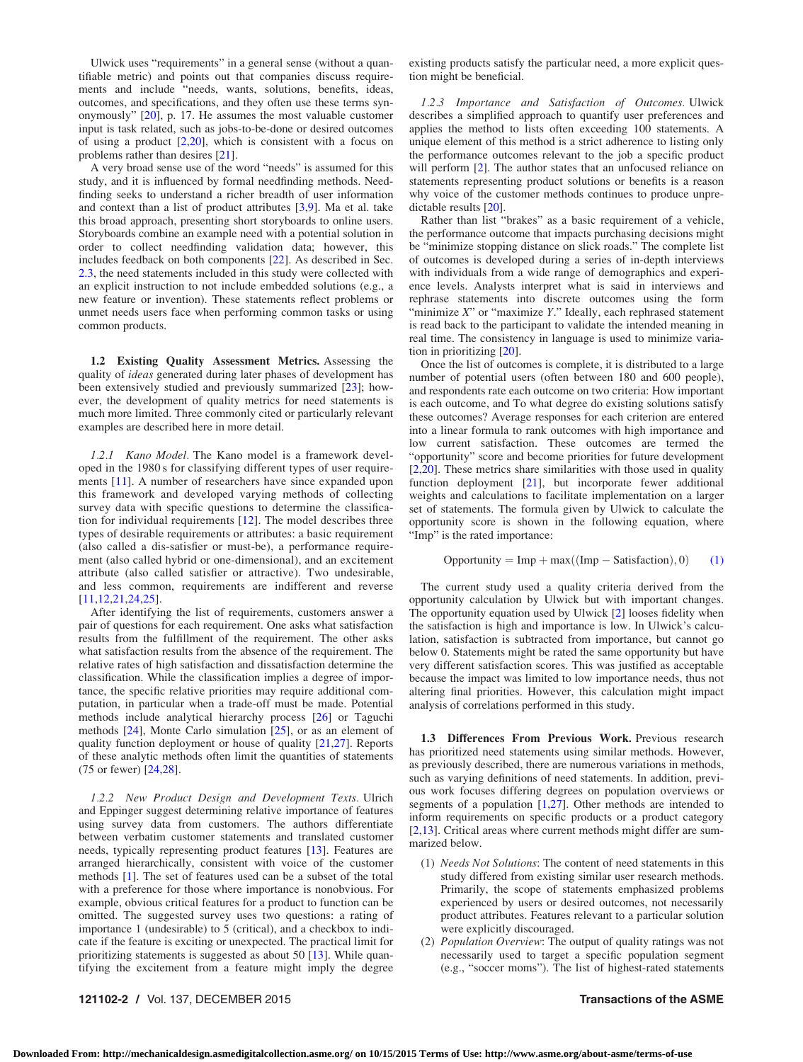Ulwick uses "requirements" in a general sense (without a quantifiable metric) and points out that companies discuss requirements and include "needs, wants, solutions, benefits, ideas, outcomes, and specifications, and they often use these terms synonymously" [20], p. 17. He assumes the most valuable customer input is task related, such as jobs-to-be-done or desired outcomes of using a product [2,20], which is consistent with a focus on problems rather than desires [21].

A very broad sense use of the word "needs" is assumed for this study, and it is influenced by formal needfinding methods. Needfinding seeks to understand a richer breadth of user information and context than a list of product attributes [3,9]. Ma et al. take this broad approach, presenting short storyboards to online users. Storyboards combine an example need with a potential solution in order to collect needfinding validation data; however, this includes feedback on both components [22]. As described in Sec. 2.3, the need statements included in this study were collected with an explicit instruction to not include embedded solutions (e.g., a new feature or invention). These statements reflect problems or unmet needs users face when performing common tasks or using common products.

## 1.2 Existing Quality Assessment Metrics.

Assessing the quality of *ideas* generated during later phases of development has been extensively studied and previously summarized [23]; however, the development of quality metrics for need statements is much more limited. Three commonly cited or particularly relevant examples are described here in more detail.

### *1.2.1 Kano Model.*

The Kano model is a framework developed in the 1980 s for classifying different types of user requirements [11]. A number of researchers have since expanded upon this framework and developed varying methods of collecting survey data with specific questions to determine the classification for individual requirements [12]. The model describes three types of desirable requirements or attributes: a basic requirement (also called a dis-satisfier or must-be), a performance requirement (also called hybrid or one-dimensional), and an excitement attribute (also called satisfier or attractive). Two undesirable, and less common, requirements are indifferent and reverse [11,12,21,24,25].

After identifying the list of requirements, customers answer a pair of questions for each requirement. One asks what satisfaction results from the fulfillment of the requirement. The other asks what satisfaction results from the absence of the requirement. The relative rates of high satisfaction and dissatisfaction determine the classification. While the classification implies a degree of importance, the specific relative priorities may require additional computation, in particular when a trade-off must be made. Potential methods include analytical hierarchy process [26] or Taguchi methods [24], Monte Carlo simulation [25], or as an element of quality function deployment or house of quality [21,27]. Reports of these analytic methods often limit the quantities of statements (75 or fewer) [24,28].

### *1.2.2 New Product Design and Development Texts.*

Ulrich and Eppinger suggest determining relative importance of features using survey data from customers. The authors differentiate between verbatim customer statements and translated customer needs, typically representing product features [13]. Features are arranged hierarchically, consistent with voice of the customer methods [1]. The set of features used can be a subset of the total with a preference for those where importance is nonobvious. For example, obvious critical features for a product to function can be omitted. The suggested survey uses two questions: a rating of importance 1 (undesirable) to 5 (critical), and a checkbox to indicate if the feature is exciting or unexpected. The practical limit for prioritizing statements is suggested as about 50 [13]. While quantifying the excitement from a feature might imply the degree existing products satisfy the particular need, a more explicit question might be beneficial.

### *1.2.3 Importance and Satisfaction of Outcomes.*

Ulwick describes a simplified approach to quantify user preferences and applies the method to lists often exceeding 100 statements. A unique element of this method is a strict adherence to listing only the performance outcomes relevant to the job a specific product will perform [2]. The author states that an unfocused reliance on statements representing product solutions or benefits is a reason why voice of the customer methods continues to produce unpredictable results [20].

Rather than list "brakes" as a basic requirement of a vehicle, the performance outcome that impacts purchasing decisions might be "minimize stopping distance on slick roads." The complete list of outcomes is developed during a series of in-depth interviews with individuals from a wide range of demographics and experience levels. Analysts interpret what is said in interviews and rephrase statements into discrete outcomes using the form "minimize *X*" or "maximize *Y*." Ideally, each rephrased statement is read back to the participant to validate the intended meaning in real time. The consistency in language is used to minimize variation in prioritizing [20].

Once the list of outcomes is complete, it is distributed to a large number of potential users (often between 180 and 600 people), and respondents rate each outcome on two criteria: How important is each outcome, and To what degree do existing solutions satisfy these outcomes? Average responses for each criterion are entered into a linear formula to rank outcomes with high importance and low current satisfaction. These outcomes are termed the "opportunity" score and become priorities for future development [2,20]. These metrics share similarities with those used in quality function deployment [21], but incorporate fewer additional weights and calculations to facilitate implementation on a larger set of statements. The formula given by Ulwick to calculate the opportunity score is shown in the following equation, where "Imp" is the rated importance:

$$\text{Opportunity} = \text{Imp} + \max((\text{Imp} - \text{Satisfaction}), 0) \tag{1}$$

The current study used a quality criteria derived from the opportunity calculation by Ulwick but with important changes. The opportunity equation used by Ulwick [2] looses fidelity when the satisfaction is high and importance is low. In Ulwick's calculation, satisfaction is subtracted from importance, but cannot go below 0. Statements might be rated the same opportunity but have very different satisfaction scores. This was justified as acceptable because the impact was limited to low importance needs, thus not altering final priorities. However, this calculation might impact analysis of correlations performed in this study.

## 1.3 Differences From Previous Work.

Previous research has prioritized need statements using similar methods. However, as previously described, there are numerous variations in methods, such as varying definitions of need statements. In addition, previous work focuses differing degrees on population overviews or segments of a population [1,27]. Other methods are intended to inform requirements on specific products or a product category [2,13]. Critical areas where current methods might differ are summarized below.

1. *Needs Not Solutions*: The content of need statements in this study differed from existing similar user research methods. Primarily, the scope of statements emphasized problems experienced by users or desired outcomes, not necessarily product attributes. Features relevant to a particular solution were explicitly discouraged.
2. *Population Overview*: The output of quality ratings was not necessarily used to target a specific population segment (e.g., "soccer moms"). The list of highest-rated statements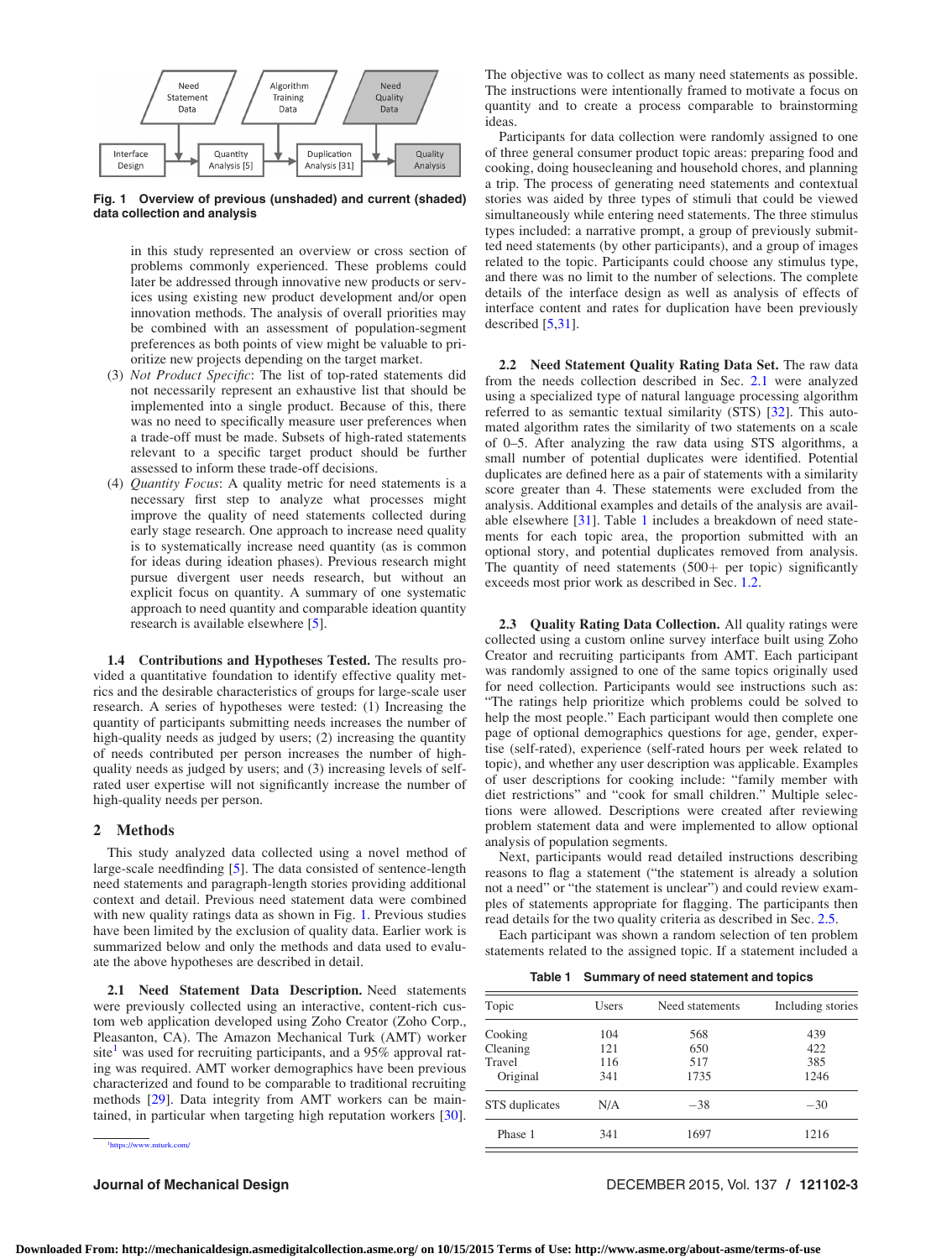Fig. 1 Overview of previous (unshaded) and current (shaded) data collection and analysis

in this study represented an overview or cross section of problems commonly experienced. These problems could later be addressed through innovative new products or services using existing new product development and/or open innovation methods. The analysis of overall priorities may be combined with an assessment of population-segment preferences as both points of view might be valuable to prioritize new projects depending on the target market.

(3) *Not Product Specific*: The list of top-rated statements did not necessarily represent an exhaustive list that should be implemented into a single product. Because of this, there was no need to specifically measure user preferences when a trade-off must be made. Subsets of high-rated statements relevant to a specific target product should be further assessed to inform these trade-off decisions.

(4) *Quantity Focus*: A quality metric for need statements is a necessary first step to analyze what processes might improve the quality of need statements collected during early stage research. One approach to increase need quality is to systematically increase need quantity (as is common for ideas during ideation phases). Previous research might pursue divergent user needs research, but without an explicit focus on quantity. A summary of one systematic approach to need quantity and comparable ideation quantity research is available elsewhere [5].

**1.4 Contributions and Hypotheses Tested.** The results provided a quantitative foundation to identify effective quality metrics and the desirable characteristics of groups for large-scale user research. A series of hypotheses were tested: (1) Increasing the quantity of participants submitting needs increases the number of high-quality needs as judged by users; (2) increasing the quantity of needs contributed per person increases the number of high-quality needs as judged by users; and (3) increasing levels of self-rated user expertise will not significantly increase the number of high-quality needs per person.

## 2 Methods

This study analyzed data collected using a novel method of large-scale needfinding [5]. The data consisted of sentence-length need statements and paragraph-length stories providing additional context and detail. Previous need statement data were combined with new quality ratings data as shown in Fig. 1. Previous studies have been limited by the exclusion of quality data. Earlier work is summarized below and only the methods and data used to evaluate the above hypotheses are described in detail.

**2.1 Need Statement Data Description.** Need statements were previously collected using an interactive, content-rich custom web application developed using Zoho Creator (Zoho Corp., Pleasanton, CA). The Amazon Mechanical Turk (AMT) worker site[1] was used for recruiting participants, and a 95% approval rating was required. AMT worker demographics have been previous characterized and found to be comparable to traditional recruiting methods [29]. Data integrity from AMT workers can be maintained, in particular when targeting high reputation workers [30]. The objective was to collect as many need statements as possible. The instructions were intentionally framed to motivate a focus on quantity and to create a process comparable to brainstorming ideas.

Participants for data collection were randomly assigned to one of three general consumer product topic areas: preparing food and cooking, doing housecleaning and household chores, and planning a trip. The process of generating need statements and contextual stories was aided by three types of stimuli that could be viewed simultaneously while entering need statements. The three stimulus types included: a narrative prompt, a group of previously submitted need statements (by other participants), and a group of images related to the topic. Participants could choose any stimulus type, and there was no limit to the number of selections. The complete details of the interface design as well as analysis of effects of interface content and rates for duplication have been previously described [5,31].

**2.2 Need Statement Quality Rating Data Set.** The raw data from the needs collection described in Sec. 2.1 were analyzed using a specialized type of natural language processing algorithm referred to as semantic textual similarity (STS) [32]. This automated algorithm rates the similarity of two statements on a scale of 0–5. After analyzing the raw data using STS algorithms, a small number of potential duplicates were identified. Potential duplicates are defined here as a pair of statements with a similarity score greater than 4. These statements were excluded from the analysis. Additional examples and details of the analysis are available elsewhere [31]. Table 1 includes a breakdown of need statements for each topic area, the proportion submitted with an optional story, and potential duplicates removed from analysis. The quantity of need statements (500+ per topic) significantly exceeds most prior work as described in Sec. 1.2.

**2.3 Quality Rating Data Collection.** All quality ratings were collected using a custom online survey interface built using Zoho Creator and recruiting participants from AMT. Each participant was randomly assigned to one of the same topics originally used for need collection. Participants would see instructions such as: "The ratings help prioritize which problems could be solved to help the most people." Each participant would then complete one page of optional demographics questions for age, gender, expertise (self-rated), experience (self-rated hours per week related to topic), and whether any user description was applicable. Examples of user descriptions for cooking include: "family member with diet restrictions" and "cook for small children." Multiple selections were allowed. Descriptions were created after reviewing problem statement data and were implemented to allow optional analysis of population segments.

Next, participants would read detailed instructions describing reasons to flag a statement ("the statement is already a solution not a need" or "the statement is unclear") and could review examples of statements appropriate for flagging. The participants then read details for the two quality criteria as described in Sec. 2.5.

Each participant was shown a random selection of ten problem statements related to the assigned topic. If a statement included a

Table 1 Summary of need statement and topics

| Topic | Users | Need statements | Including stories |
|---|---|---|---|
| Cooking | 104 | 568 | 439 |
| Cleaning | 121 | 650 | 422 |
| Travel | 116 | 517 | 385 |
| Original | 341 | 1735 | 1246 |
| STS duplicates | N/A | −38 | −30 |
| Phase 1 | 341 | 1697 | 1216 |

[1] https://www.mturk.com/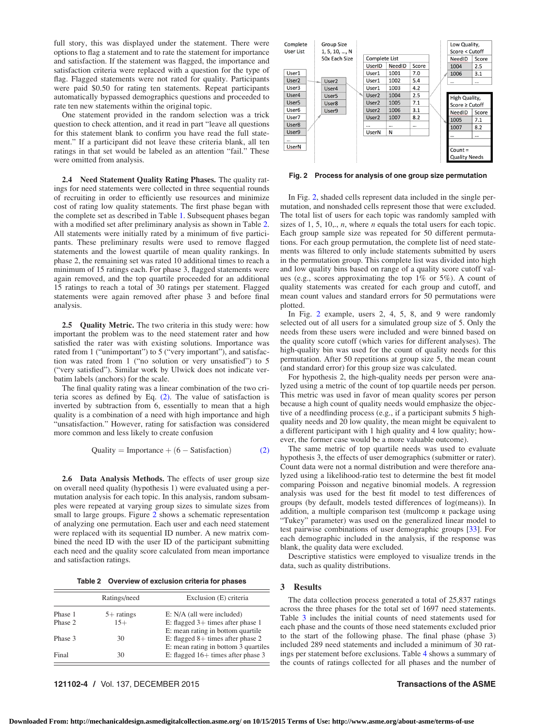full story, this was displayed under the statement. There were options to flag a statement and to rate the statement for importance and satisfaction. If the statement was flagged, the importance and satisfaction criteria were replaced with a question for the type of flag. Flagged statements were not rated for quality. Participants were paid $0.50 for rating ten statements. Repeat participants automatically bypassed demographics questions and proceeded to rate ten new statements within the original topic.

One statement provided in the random selection was a trick question to check attention, and it read in part "leave all questions for this statement blank to confirm you have read the full statement." If a participant did not leave these criteria blank, all ten ratings in that set would be labeled as an attention "fail." These were omitted from analysis.

**2.4 Need Statement Quality Rating Phases.** The quality ratings for need statements were collected in three sequential rounds of recruiting in order to efficiently use resources and minimize cost of rating low quality statements. The first phase began with the complete set as described in Table 1. Subsequent phases began with a modified set after preliminary analysis as shown in Table 2. All statements were initially rated by a minimum of five participants. These preliminary results were used to remove flagged statements and the lowest quartile of mean quality rankings. In phase 2, the remaining set was rated 10 additional times to reach a minimum of 15 ratings each. For phase 3, flagged statements were again removed, and the top quartile proceeded for an additional 15 ratings to reach a total of 30 ratings per statement. Flagged statements were again removed after phase 3 and before final analysis.

**2.5 Quality Metric.** The two criteria in this study were: how important the problem was to the need statement rater and how satisfied the rater was with existing solutions. Importance was rated from 1 ("unimportant") to 5 ("very important"), and satisfaction was rated from 1 ("no solution or very unsatisfied") to 5 ("very satisfied"). Similar work by Ulwick does not indicate verbatim labels (anchors) for the scale.

The final quality rating was a linear combination of the two criteria scores as defined by Eq. (2). The value of satisfaction is inverted by subtraction from 6, essentially to mean that a high quality is a combination of a need with high importance and high "unsatisfaction." However, rating for satisfaction was considered more common and less likely to create confusion

$$\text{Quality} = \text{Importance} + (6 - \text{Satisfaction}) \quad (2)$$

**2.6 Data Analysis Methods.** The effects of user group size on overall need quality (hypothesis 1) were evaluated using a permutation analysis for each topic. In this analysis, random subsamples were repeated at varying group sizes to simulate sizes from small to large groups. Figure 2 shows a schematic representation of analyzing one permutation. Each user and each need statement were replaced with its sequential ID number. A new matrix combined the need ID with the user ID of the participant submitting each need and the quality score calculated from mean importance and satisfaction ratings.

**Table 2 Overview of exclusion criteria for phases**

| | Ratings/need | Exclusion (E) criteria |
|---|---|---|
| Phase 1 | 5+ ratings | E: N/A (all were included) |
| Phase 2 | 15+ | E: flagged 3+ times after phase 1<br>E: mean rating in bottom quartile |
| Phase 3 | 30 | E: flagged 8+ times after phase 2<br>E: mean rating in bottom 3 quartiles |
| Final | 30 | E: flagged 16+ times after phase 3 |

| Complete User List | Group Size 1, 5, 10, ..., N 50x Each Size |
|---|---|
| User1 | |
| User2 | User2 |
| User3 | User4 |
| User4 | User5 |
| User5 | User8 |
| User6 | User9 |
| User7 | |
| User8 | |
| User9 | |
| ... | |
| UserN | |

Complete List

| UserID | NeedID | Score |
|---|---|---|
| User1 | 1001 | 7.0 |
| User1 | 1002 | 5.4 |
| User1 | 1003 | 4.2 |
| User2 | 1004 | 2.5 |
| User2 | 1005 | 7.1 |
| User2 | 1006 | 3.1 |
| User2 | 1007 | 8.2 |
| ... | ... | ... |
| UserN | N | |

Low Quality, Score < Cutoff

| NeedID | Score |
|---|---|
| 1004 | 2.5 |
| 1006 | 3.1 |
| ... | ... |

High Quality, Score ≥ Cutoff

| NeedID | Score |
|---|---|
| 1005 | 7.1 |
| 1007 | 8.2 |
| ... | ... |

Count = Quality Needs

**Fig. 2 Process for analysis of one group size permutation**

In Fig. 2, shaded cells represent data included in the single permutation, and nonshaded cells represent those that were excluded. The total list of users for each topic was randomly sampled with sizes of 1, 5, 10,., $n$, where $n$ equals the total users for each topic. Each group sample size was repeated for 50 different permutations. For each group permutation, the complete list of need statements was filtered to only include statements submitted by users in the permutation group. This complete list was divided into high and low quality bins based on range of a quality score cutoff values (e.g., scores approximating the top 1% or 5%). A count of quality statements was created for each group and cutoff, and mean count values and standard errors for 50 permutations were plotted.

In Fig. 2 example, users 2, 4, 5, 8, and 9 were randomly selected out of all users for a simulated group size of 5. Only the needs from these users were included and were binned based on the quality score cutoff (which varies for different analyses). The high-quality bin was used for the count of quality needs for this permutation. After 50 repetitions at group size 5, the mean count (and standard error) for this group size was calculated.

For hypothesis 2, the high-quality needs per person were analyzed using a metric of the count of top quartile needs per person. This metric was used in favor of mean quality scores per person because a high count of quality needs would emphasize the objective of a needfinding process (e.g., if a participant submits 5 high-quality needs and 20 low quality, the mean might be equivalent to a different participant with 1 high quality and 4 low quality; however, the former case would be a more valuable outcome).

The same metric of top quartile needs was used to evaluate hypothesis 3, the effects of user demographics (submitter or rater). Count data were not a normal distribution and were therefore analyzed using a likelihood-ratio test to determine the best fit model comparing Poisson and negative binomial models. A regression analysis was used for the best fit model to test differences of groups (by default, models tested differences of log(means)). In addition, a multiple comparison test (multcomp R package using "Tukey" parameter) was used on the generalized linear model to test pairwise combinations of user demographic groups [33]. For each demographic included in the analysis, if the response was blank, the quality data were excluded.

Descriptive statistics were employed to visualize trends in the data, such as quality distributions.

## 3 Results

The data collection process generated a total of 25,837 ratings across the three phases for the total set of 1697 need statements. Table 3 includes the initial counts of need statements used for each phase and the counts of those need statements excluded prior to the start of the following phase. The final phase (phase 3) included 289 need statements and included a minimum of 30 ratings per statement before exclusions. Table 4 shows a summary of the counts of ratings collected for all phases and the number of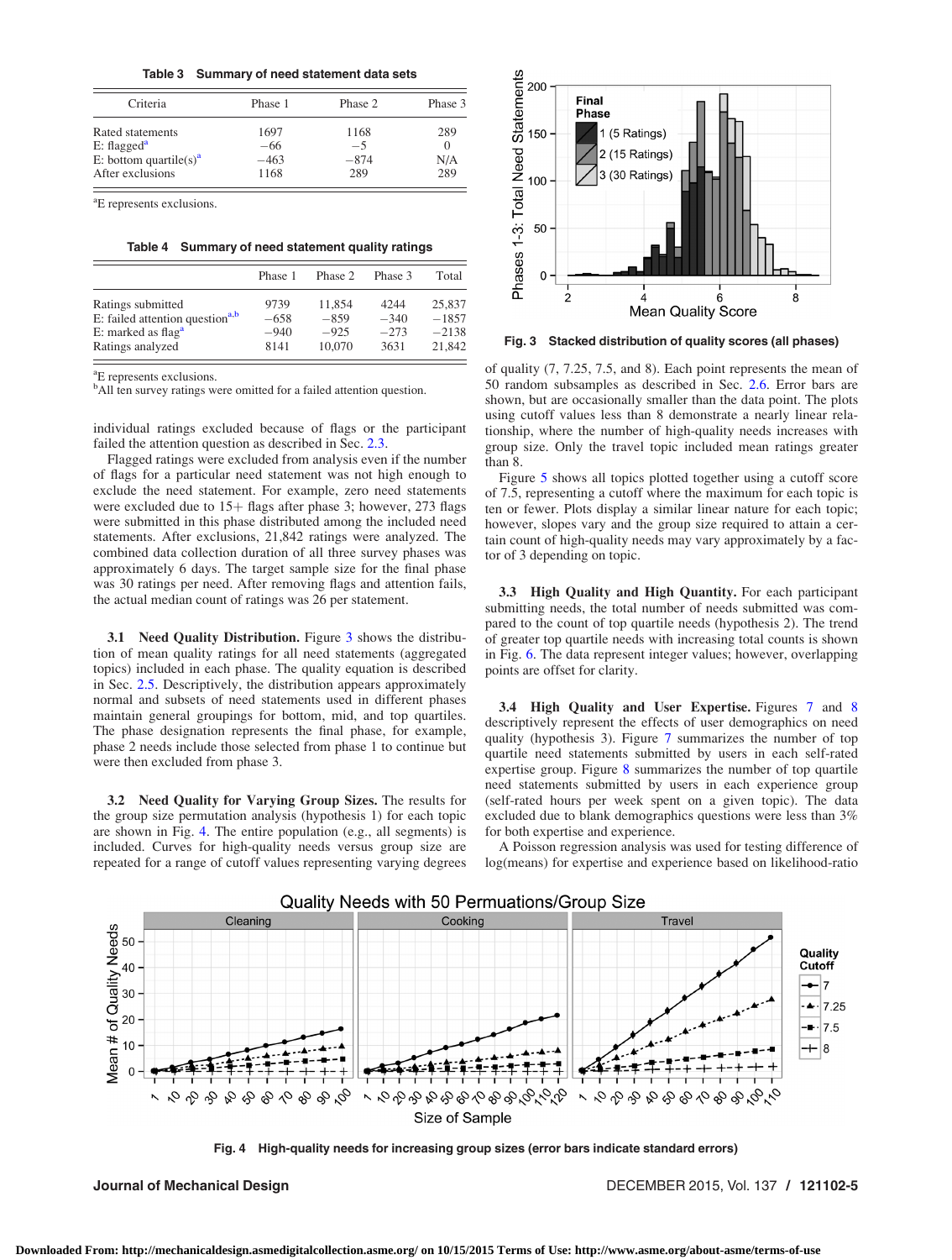Table 3 Summary of need statement data sets

| Criteria | Phase 1 | Phase 2 | Phase 3 |
|---|---|---|---|
| Rated statements | 1697 | 1168 | 289 |
| E: flagged[a] | −66 | −5 | 0 |
| E: bottom quartile(s)[a] | −463 | −874 | N/A |
| After exclusions | 1168 | 289 | 289 |

[a]E represents exclusions.

Table 4 Summary of need statement quality ratings

| | Phase 1 | Phase 2 | Phase 3 | Total |
|---|---|---|---|---|
| Ratings submitted | 9739 | 11,854 | 4244 | 25,837 |
| E: failed attention question[a,b] | −658 | −859 | −340 | −1857 |
| E: marked as flag[a] | −940 | −925 | −273 | −2138 |
| Ratings analyzed | 8141 | 10,070 | 3631 | 21,842 |

[a]E represents exclusions.
[b]All ten survey ratings were omitted for a failed attention question.

individual ratings excluded because of flags or the participant failed the attention question as described in Sec. 2.3.

Flagged ratings were excluded from analysis even if the number of flags for a particular need statement was not high enough to exclude the need statement. For example, zero need statements were excluded due to 15+ flags after phase 3; however, 273 flags were submitted in this phase distributed among the included need statements. After exclusions, 21,842 ratings were analyzed. The combined data collection duration of all three survey phases was approximately 6 days. The target sample size for the final phase was 30 ratings per need. After removing flags and attention fails, the actual median count of ratings was 26 per statement.

**3.1 Need Quality Distribution.** Figure 3 shows the distribution of mean quality ratings for all need statements (aggregated topics) included in each phase. The quality equation is described in Sec. 2.5. Descriptively, the distribution appears approximately normal and subsets of need statements used in different phases maintain general groupings for bottom, mid, and top quartiles. The phase designation represents the final phase, for example, phase 2 needs include those selected from phase 1 to continue but were then excluded from phase 3.

**3.2 Need Quality for Varying Group Sizes.** The results for the group size permutation analysis (hypothesis 1) for each topic are shown in Fig. 4. The entire population (e.g., all segments) is included. Curves for high-quality needs versus group size are repeated for a range of cutoff values representing varying degrees of quality (7, 7.25, 7.5, and 8). Each point represents the mean of 50 random subsamples as described in Sec. 2.6. Error bars are shown, but are occasionally smaller than the data point. The plots using cutoff values less than 8 demonstrate a nearly linear relationship, where the number of high-quality needs increases with group size. Only the travel topic included mean ratings greater than 8.

Fig. 3 Stacked distribution of quality scores (all phases)

Figure 5 shows all topics plotted together using a cutoff score of 7.5, representing a cutoff where the maximum for each topic is ten or fewer. Plots display a similar linear nature for each topic; however, slopes vary and the group size required to attain a certain count of high-quality needs may vary approximately by a factor of 3 depending on topic.

**3.3 High Quality and High Quantity.** For each participant submitting needs, the total number of needs submitted was compared to the count of top quartile needs (hypothesis 2). The trend of greater top quartile needs with increasing total counts is shown in Fig. 6. The data represent integer values; however, overlapping points are offset for clarity.

**3.4 High Quality and User Expertise.** Figures 7 and 8 descriptively represent the effects of user demographics on need quality (hypothesis 3). Figure 7 summarizes the number of top quartile need statements submitted by users in each self-rated expertise group. Figure 8 summarizes the number of top quartile need statements submitted by users in each experience group (self-rated hours per week spent on a given topic). The data excluded due to blank demographics questions were less than 3% for both expertise and experience.

A Poisson regression analysis was used for testing difference of log(means) for expertise and experience based on likelihood-ratio

Fig. 4 High-quality needs for increasing group sizes (error bars indicate standard errors)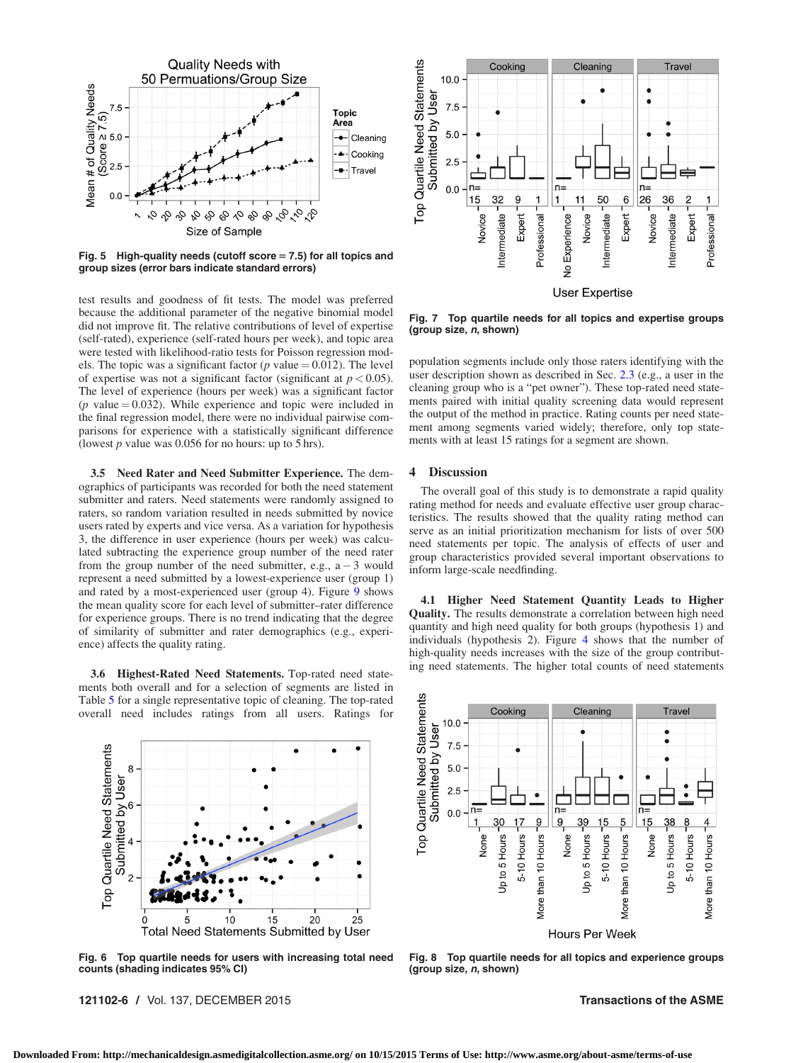Fig. 5 High-quality needs (cutoff score = 7.5) for all topics and group sizes (error bars indicate standard errors)

test results and goodness of fit tests. The model was preferred because the additional parameter of the negative binomial model did not improve fit. The relative contributions of level of expertise (self-rated), experience (self-rated hours per week), and topic area were tested with likelihood-ratio tests for Poisson regression models. The topic was a significant factor ($p$ value = 0.012). The level of expertise was not a significant factor (significant at $p < 0.05$). The level of experience (hours per week) was a significant factor ($p$ value = 0.032). While experience and topic were included in the final regression model, there were no individual pairwise comparisons for experience with a statistically significant difference (lowest $p$ value was 0.056 for no hours: up to 5 hrs).

### 3.5 Need Rater and Need Submitter Experience.

The demographics of participants was recorded for both the need statement submitter and raters. Need statements were randomly assigned to raters, so random variation resulted in needs submitted by novice users rated by experts and vice versa. As a variation for hypothesis 3, the difference in user experience (hours per week) was calculated subtracting the experience group number of the need rater from the group number of the need submitter, e.g., a − 3 would represent a need submitted by a lowest-experience user (group 1) and rated by a most-experienced user (group 4). Figure 9 shows the mean quality score for each level of submitter–rater difference for experience groups. There is no trend indicating that the degree of similarity of submitter and rater demographics (e.g., experience) affects the quality rating.

### 3.6 Highest-Rated Need Statements.

Top-rated need statements both overall and for a selection of segments are listed in Table 5 for a single representative topic of cleaning. The top-rated overall need includes ratings from all users. Ratings for population segments include only those raters identifying with the user description shown as described in Sec. 2.3 (e.g., a user in the cleaning group who is a "pet owner"). These top-rated need statements paired with initial quality screening data would represent the output of the method in practice. Rating counts per need statement among segments varied widely; therefore, only top statements with at least 15 ratings for a segment are shown.

Fig. 6 Top quartile needs for users with increasing total need counts (shading indicates 95% CI)

Fig. 7 Top quartile needs for all topics and expertise groups (group size, $n$, shown)

## 4 Discussion

The overall goal of this study is to demonstrate a rapid quality rating method for needs and evaluate effective user group characteristics. The results showed that the quality rating method can serve as an initial prioritization mechanism for lists of over 500 need statements per topic. The analysis of effects of user and group characteristics provided several important observations to inform large-scale needfinding.

### 4.1 Higher Need Statement Quantity Leads to Higher Quality.

The results demonstrate a correlation between high need quantity and high need quality for both groups (hypothesis 1) and individuals (hypothesis 2). Figure 4 shows that the number of high-quality needs increases with the size of the group contributing need statements. The higher total counts of need statements

Fig. 8 Top quartile needs for all topics and experience groups (group size, $n$, shown)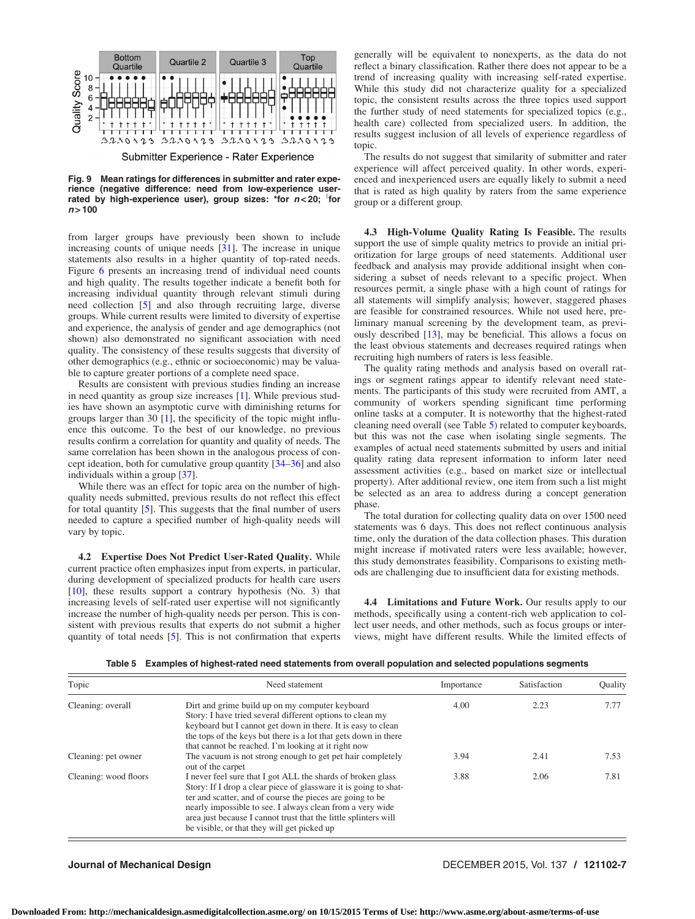Bottom Quartile

Quartile 2

Quartile 3

Top Quartile

Quality Score

10

8

6

4

2

-3 -2 -1 0 1 2 3

Submitter Experience - Rater Experience

Fig. 9 Mean ratings for differences in submitter and rater experience (negative difference: need from low-experience user-rated by high-experience user), group sizes: *for $n < 20$; †for $n > 100$

from larger groups have previously been shown to include increasing counts of unique needs [31]. The increase in unique statements also results in a higher quantity of top-rated needs. Figure 6 presents an increasing trend of individual need counts and high quality. The results together indicate a benefit both for increasing individual quantity through relevant stimuli during need collection [5] and also through recruiting large, diverse groups. While current results were limited to diversity of expertise and experience, the analysis of gender and age demographics (not shown) also demonstrated no significant association with need quality. The consistency of these results suggests that diversity of other demographics (e.g., ethnic or socioeconomic) may be valuable to capture greater portions of a complete need space.

Results are consistent with previous studies finding an increase in need quantity as group size increases [1]. While previous studies have shown an asymptotic curve with diminishing returns for groups larger than 30 [1], the specificity of the topic might influence this outcome. To the best of our knowledge, no previous results confirm a correlation for quantity and quality of needs. The same correlation has been shown in the analogous process of concept ideation, both for cumulative group quantity [34–36] and also individuals within a group [37].

While there was an effect for topic area on the number of high-quality needs submitted, previous results do not reflect this effect for total quantity [5]. This suggests that the final number of users needed to capture a specified number of high-quality needs will vary by topic.

**4.2 Expertise Does Not Predict User-Rated Quality.** While current practice often emphasizes input from experts, in particular, during development of specialized products for health care users [10], these results support a contrary hypothesis (No. 3) that increasing levels of self-rated user expertise will not significantly increase the number of high-quality needs per person. This is consistent with previous results that experts do not submit a higher quantity of total needs [5]. This is not confirmation that experts generally will be equivalent to nonexperts, as the data do not reflect a binary classification. Rather there does not appear to be a trend of increasing quality with increasing self-rated expertise. While this study did not characterize quality for a specialized topic, the consistent results across the three topics used support the further study of need statements for specialized topics (e.g., health care) collected from specialized users. In addition, the results suggest inclusion of all levels of experience regardless of topic.

The results do not suggest that similarity of submitter and rater experience will affect perceived quality. In other words, experienced and inexperienced users are equally likely to submit a need that is rated as high quality by raters from the same experience group or a different group.

**4.3 High-Volume Quality Rating Is Feasible.** The results support the use of simple quality metrics to provide an initial prioritization for large groups of need statements. Additional user feedback and analysis may provide additional insight when considering a subset of needs relevant to a specific project. When resources permit, a single phase with a high count of ratings for all statements will simplify analysis; however, staggered phases are feasible for constrained resources. While not used here, preliminary manual screening by the development team, as previously described [13], may be beneficial. This allows a focus on the least obvious statements and decreases required ratings when recruiting high numbers of raters is less feasible.

The quality rating methods and analysis based on overall ratings or segment ratings appear to identify relevant need statements. The participants of this study were recruited from AMT, a community of workers spending significant time performing online tasks at a computer. It is noteworthy that the highest-rated cleaning need overall (see Table 5) related to computer keyboards, but this was not the case when isolating single segments. The examples of actual need statements submitted by users and initial quality rating data represent information to inform later need assessment activities (e.g., based on market size or intellectual property). After additional review, one item from such a list might be selected as an area to address during a concept generation phase.

The total duration for collecting quality data on over 1500 need statements was 6 days. This does not reflect continuous analysis time, only the duration of the data collection phases. This duration might increase if motivated raters were less available; however, this study demonstrates feasibility. Comparisons to existing methods are challenging due to insufficient data for existing methods.

**4.4 Limitations and Future Work.** Our results apply to our methods, specifically using a content-rich web application to collect user needs, and other methods, such as focus groups or interviews, might have different results. While the limited effects of

**Table 5 Examples of highest-rated need statements from overall population and selected populations segments**

| Topic | Need statement | Importance | Satisfaction | Quality |
|---|---|---|---|---|
| Cleaning: overall | Dirt and grime build up on my computer keyboard Story: I have tried several different options to clean my keyboard but I cannot get down in there. It is easy to clean the tops of the keys but there is a lot that gets down in there that cannot be reached. I'm looking at it right now | 4.00 | 2.23 | 7.77 |
| Cleaning: pet owner | The vacuum is not strong enough to get pet hair completely out of the carpet | 3.94 | 2.41 | 7.53 |
| Cleaning: wood floors | I never feel sure that I got ALL the shards of broken glass Story: If I drop a clear piece of glassware it is going to shatter and scatter, and of course the pieces are going to be nearly impossible to see. I always clean from a very wide area just because I cannot trust that the little splinters will be visible, or that they will get picked up | 3.88 | 2.06 | 7.81 |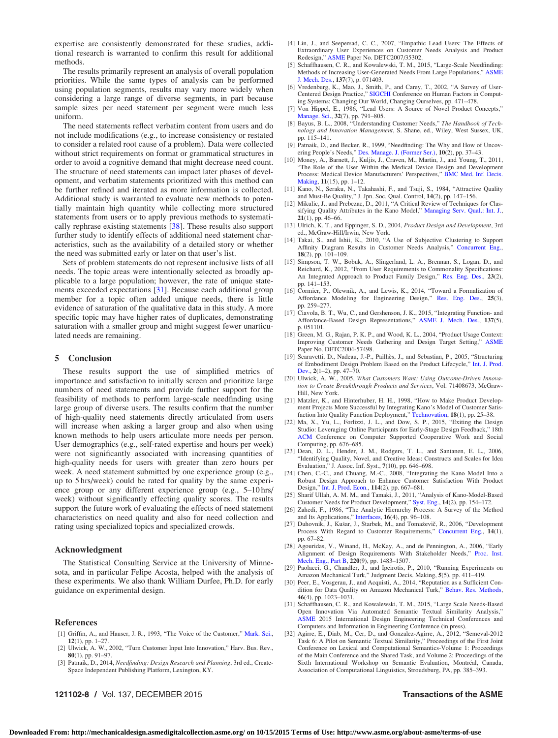expertise are consistently demonstrated for these studies, additional research is warranted to confirm this result for additional methods.

The results primarily represent an analysis of overall population priorities. While the same types of analysis can be performed using population segments, results may vary more widely when considering a large range of diverse segments, in part because sample sizes per need statement per segment were much less uniform.

The need statements reflect verbatim content from users and do not include modifications (e.g., to increase consistency or restated to consider a related root cause of a problem). Data were collected without strict requirements on format or grammatical structures in order to avoid a cognitive demand that might decrease need count. The structure of need statements can impact later phases of development, and verbatim statements prioritized with this method can be further refined and iterated as more information is collected. Additional study is warranted to evaluate new methods to potentially maintain high quantity while collecting more structured statements from users or to apply previous methods to systematically rephrase existing statements [38]. These results also support further study to identify effects of additional need statement characteristics, such as the availability of a detailed story or whether the need was submitted early or later on that user's list.

Sets of problem statements do not represent inclusive lists of all needs. The topic areas were intentionally selected as broadly applicable to a large population; however, the rate of unique statements exceeded expectations [31]. Because each additional group member for a topic often added unique needs, there is little evidence of saturation of the qualitative data in this study. A more specific topic may have higher rates of duplicates, demonstrating saturation with a smaller group and might suggest fewer unarticulated needs are remaining.

## 5 Conclusion

These results support the use of simplified metrics of importance and satisfaction to initially screen and prioritize large numbers of need statements and provide further support for the feasibility of methods to perform large-scale needfinding using large group of diverse users. The results confirm that the number of high-quality need statements directly articulated from users will increase when asking a larger group and also when using known methods to help users articulate more needs per person. User demographics (e.g., self-rated expertise and hours per week) were not significantly associated with increasing quantities of high-quality needs for users with greater than zero hours per week. A need statement submitted by one experience group (e.g., up to 5 hrs/week) could be rated for quality by the same experience group or any different experience group (e.g., 5–10 hrs/week) without significantly effecting quality scores. The results support the future work of evaluating the effects of need statement characteristics on need quality and also for need collection and rating using specialized topics and specialized crowds.

## Acknowledgment

The Statistical Consulting Service at the University of Minnesota, and in particular Felipe Acosta, helped with the analysis of these experiments. We also thank William Durfee, Ph.D. for early guidance on experimental design.

## References

[1] Griffin, A., and Hauser, J. R., 1993, "The Voice of the Customer," Mark. Sci., **12**(1), pp. 1–27.

[2] Ulwick, A. W., 2002, "Turn Customer Input Into Innovation," Harv. Bus. Rev., **80**(1), pp. 91–97.

[3] Patnaik, D., 2014, *Needfinding: Design Research and Planning*, 3rd ed., CreateSpace Independent Publishing Platform, Lexington, KY.

[4] Lin, J., and Seepersad, C. C., 2007, "Empathic Lead Users: The Effects of Extraordinary User Experiences on Customer Needs Analysis and Product Redesign," ASME Paper No. DETC2007/35302.

[5] Schaffhausen, C. R., and Kowalewski, T. M., 2015, "Large-Scale Needfinding: Methods of Increasing User-Generated Needs From Large Populations," ASME J. Mech. Des., **137**(7), p. 071403.

[6] Vredenburg, K., Mao, J., Smith, P., and Carey, T., 2002, "A Survey of User-Centered Design Practice," SIGCHI Conference on Human Factors in Computing Systems: Changing Our World, Changing Ourselves, pp. 471–478.

[7] Von Hippel, E., 1986, "Lead Users: A Source of Novel Product Concepts," Manage. Sci., **32**(7), pp. 791–805.

[8] Bayus, B. L., 2008, "Understanding Customer Needs," *The Handbook of Technology and Innovation Management*, S. Shane, ed., Wiley, West Sussex, UK, pp. 115–141.

[9] Patnaik, D., and Becker, R., 1999, "Needfinding: The Why and How of Uncovering People's Needs," Des. Manage. J. (Former Ser.), **10**(2), pp. 37–43.

[10] Money, A., Barnett, J., Kuljis, J., Craven, M., Martin, J., and Young, T., 2011, "The Role of the User Within the Medical Device Design and Development Process: Medical Device Manufacturers' Perspectives," BMC Med. Inf. Decis. Making, **11**(15), pp. 1–12.

[11] Kano, N., Seraku, N., Takahashi, F., and Tsuji, S., 1984, "Attractive Quality and Must-Be Quality," J. Jpn. Soc. Qual. Control, **14**(2), pp. 147–156.

[12] Mikulic, J., and Prebezac, D., 2011, "A Critical Review of Techniques for Classifying Quality Attributes in the Kano Model," Managing Serv. Qual.: Int. J., **21**(1), pp. 46–66.

[13] Ulrich, K. T., and Eppinger, S. D., 2004, *Product Design and Development*, 3rd ed., McGraw-Hill/Irwin, New York.

[14] Takai, S., and Ishii, K., 2010, "A Use of Subjective Clustering to Support Affinity Diagram Results in Customer Needs Analysis," Concurrent Eng., **18**(2), pp. 101–109.

[15] Simpson, T. W., Bobuk, A., Slingerland, L. A., Brennan, S., Logan, D., and Reichard, K., 2012, "From User Requirements to Commonality Specifications: An Integrated Approach to Product Family Design," Res. Eng. Des., **23**(2), pp. 141–153.

[16] Cormier, P., Olewnik, A., and Lewis, K., 2014, "Toward a Formalization of Affordance Modeling for Engineering Design," Res. Eng. Des., **25**(3), pp. 259–277.

[17] Ciavola, B. T., Wu, C., and Gershenson, J. K., 2015, "Integrating Function- and Affordance-Based Design Representations," ASME J. Mech. Des., **137**(5), p. 051101.

[18] Green, M. G., Rajan, P. K. P., and Wood, K. L., 2004, "Product Usage Context: Improving Customer Needs Gathering and Design Target Setting," ASME Paper No. DETC2004-57498.

[19] Scaravetti, D., Nadeau, J.-P., Pailhès, J., and Sebastian, P., 2005, "Structuring of Embodiment Design Problem Based on the Product Lifecycle," Int. J. Prod. Dev., **2**(1–2), pp. 47–70.

[20] Ulwick, A. W., 2005, *What Customers Want: Using Outcome-Driven Innovation to Create Breakthrough Products and Services*, Vol. 71408673, McGraw-Hill, New York.

[21] Matzler, K., and Hinterhuber, H. H., 1998, "How to Make Product Development Projects More Successful by Integrating Kano's Model of Customer Satisfaction Into Quality Function Deployment," Technovation, **18**(1), pp. 25–38.

[22] Ma, X., Yu, L., Forlizzi, J. L., and Dow, S. P., 2015, "Exiting the Design Studio: Leveraging Online Participants for Early-Stage Design Feedback," 18th ACM Conference on Computer Supported Cooperative Work and Social Computing, pp. 676–685.

[23] Dean, D. L., Hender, J. M., Rodgers, T. L., and Santanen, E. L., 2006, "Identifying Quality, Novel, and Creative Ideas: Constructs and Scales for Idea Evaluation," J. Assoc. Inf. Syst., **7**(10), pp. 646–698.

[24] Chen, C.-C., and Chuang, M.-C., 2008, "Integrating the Kano Model Into a Robust Design Approach to Enhance Customer Satisfaction With Product Design," Int. J. Prod. Econ., **114**(2), pp. 667–681.

[25] Sharif Ullah, A. M. M., and Tamaki, J., 2011, "Analysis of Kano-Model-Based Customer Needs for Product Development," Syst. Eng., **14**(2), pp. 154–172.

[26] Zahedi, F., 1986, "The Analytic Hierarchy Process: A Survey of the Method and Its Applications," Interfaces, **16**(4), pp. 96–108.

[27] Duhovnik, J., Kušar, J., Starbek, M., and Tomaževič, R., 2006, "Development Process With Regard to Customer Requirements," Concurrent Eng., **14**(1), pp. 67–82.

[28] Agouridas, V., Winand, H., McKay, A., and de Pennington, A., 2006, "Early Alignment of Design Requirements With Stakeholder Needs," Proc. Inst. Mech. Eng., Part B, **220**(9), pp. 1483–1507.

[29] Paolacci, G., Chandler, J., and Ipeirotis, P., 2010, "Running Experiments on Amazon Mechanical Turk," Judgment Decis. Making, **5**(5), pp. 411–419.

[30] Peer, E., Vosgerau, J., and Acquisti, A., 2014, "Reputation as a Sufficient Condition for Data Quality on Amazon Mechanical Turk," Behav. Res. Methods, **46**(4), pp. 1023–1031.

[31] Schaffhausen, C. R., and Kowalewski, T. M., 2015, "Large Scale Needs-Based Open Innovation Via Automated Semantic Textual Similarity Analysis," ASME 2015 International Design Engineering Technical Conferences and Computers and Information in Engineering Conference (in press).

[32] Agirre, E., Diab, M., Cer, D., and Gonzalez-Agirre, A., 2012, "Semeval-2012 Task 6: A Pilot on Semantic Textual Similarity," Proceedings of the First Joint Conference on Lexical and Computational Semantics-Volume 1: Proceedings of the Main Conference and the Shared Task, and Volume 2: Proceedings of the Sixth International Workshop on Semantic Evaluation, Montréal, Canada, Association of Computational Linguistics, Stroudsburg, PA, pp. 385–393.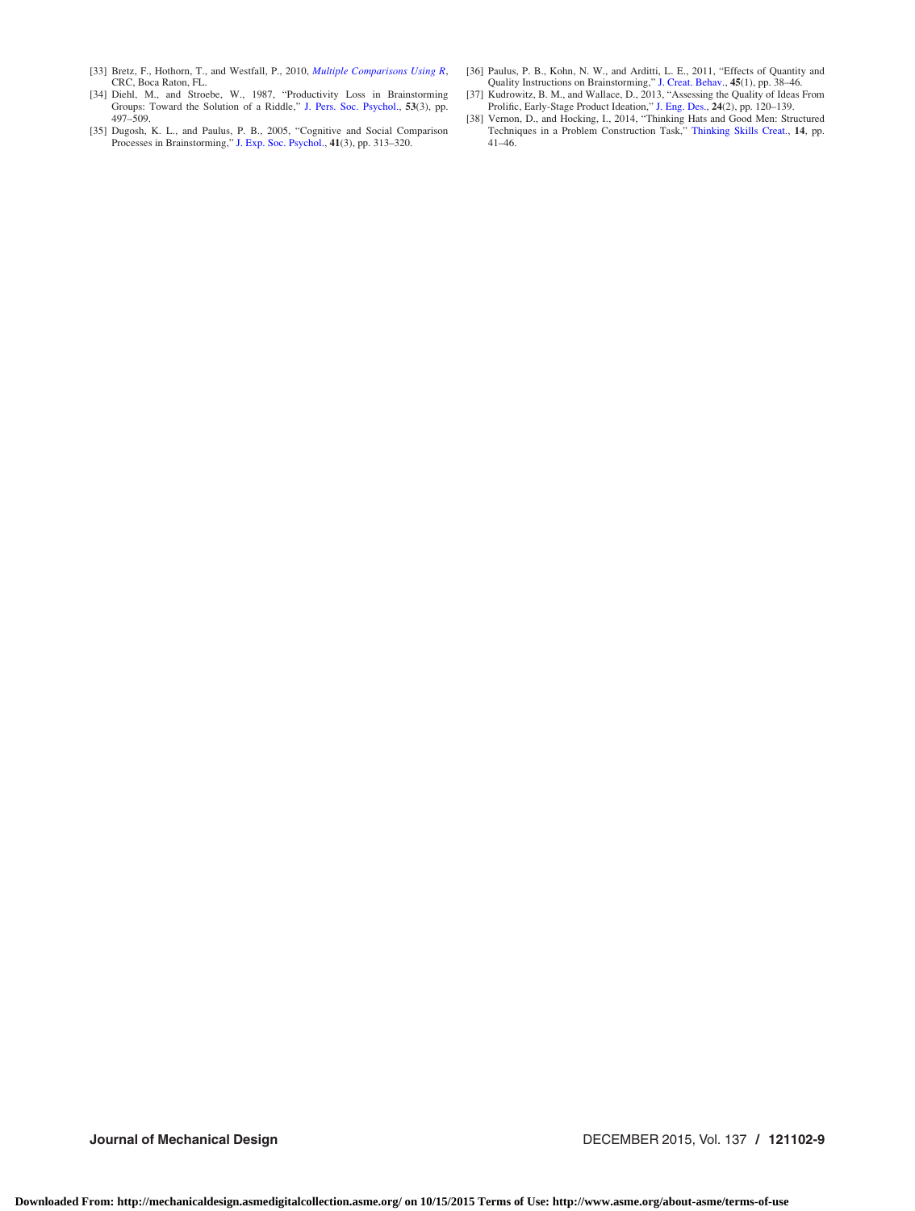[33] Bretz, F., Hothorn, T., and Westfall, P., 2010, *Multiple Comparisons Using R*, CRC, Boca Raton, FL.

[34] Diehl, M., and Stroebe, W., 1987, "Productivity Loss in Brainstorming Groups: Toward the Solution of a Riddle," J. Pers. Soc. Psychol., **53**(3), pp. 497–509.

[35] Dugosh, K. L., and Paulus, P. B., 2005, "Cognitive and Social Comparison Processes in Brainstorming," J. Exp. Soc. Psychol., **41**(3), pp. 313–320.

[36] Paulus, P. B., Kohn, N. W., and Arditti, L. E., 2011, "Effects of Quantity and Quality Instructions on Brainstorming," J. Creat. Behav., **45**(1), pp. 38–46.

[37] Kudrowitz, B. M., and Wallace, D., 2013, "Assessing the Quality of Ideas From Prolific, Early-Stage Product Ideation," J. Eng. Des., **24**(2), pp. 120–139.

[38] Vernon, D., and Hocking, I., 2014, "Thinking Hats and Good Men: Structured Techniques in a Problem Construction Task," Thinking Skills Creat., **14**, pp. 41–46.